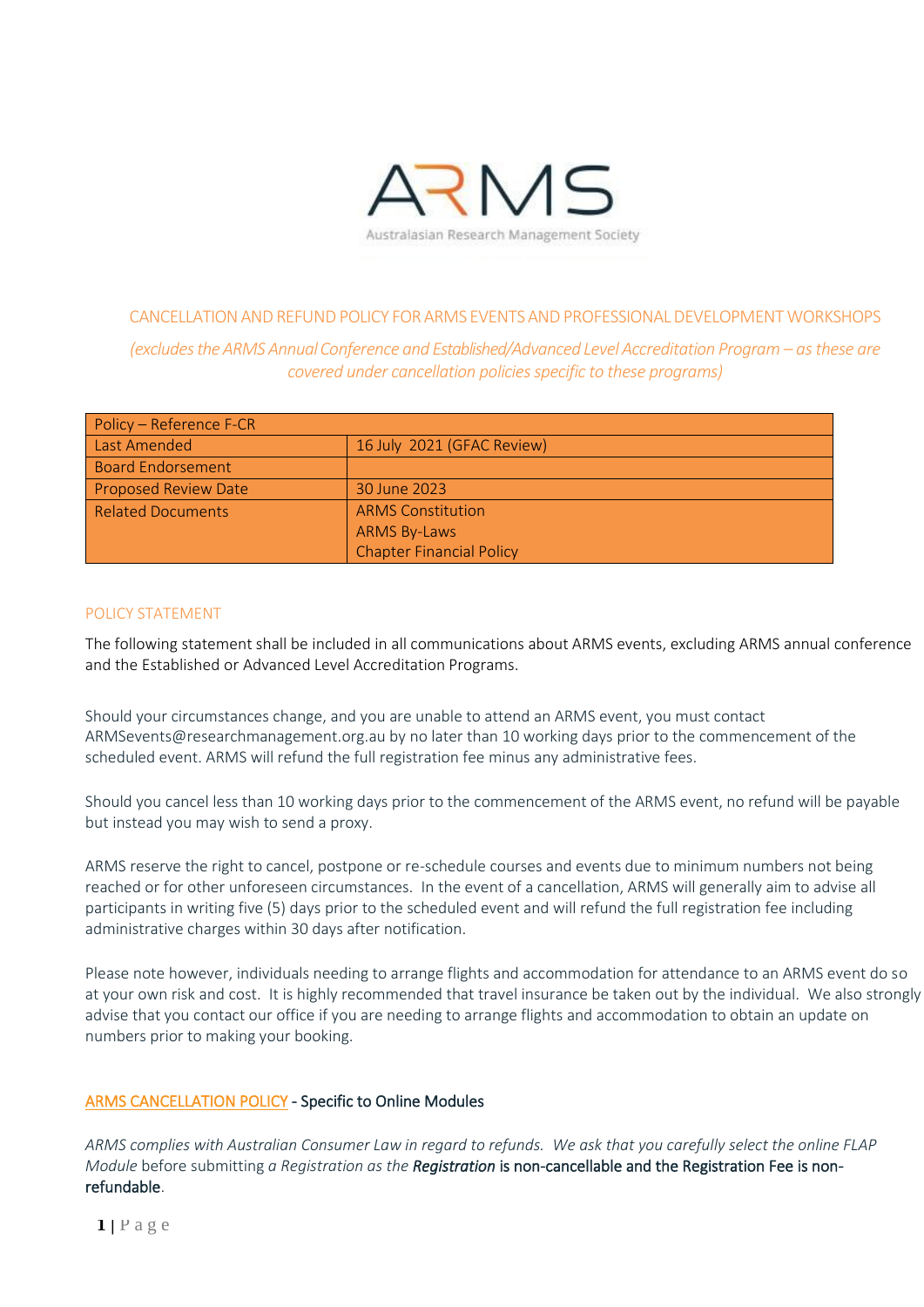ARMS

Australasian Research Management Society

# CANCELLATION AND REFUND POLICY FOR ARMS EVENTS AND PROFESSIONAL DEVELOPMENT WORKSHOPS

*(excludes the ARMS Annual Conference and Established/Advanced Level Accreditation Program – as these are covered under cancellation policies specific to these programs)*

| Policy – Reference F-CR | |
|---|---|
| Last Amended | 16 July 2021 (GFAC Review) |
| Board Endorsement | |
| Proposed Review Date | 30 June 2023 |
| Related Documents | ARMS Constitution<br>ARMS By-Laws<br>Chapter Financial Policy |

## POLICY STATEMENT

The following statement shall be included in all communications about ARMS events, excluding ARMS annual conference and the Established or Advanced Level Accreditation Programs.

Should your circumstances change, and you are unable to attend an ARMS event, you must contact ARMSevents@researchmanagement.org.au by no later than 10 working days prior to the commencement of the scheduled event. ARMS will refund the full registration fee minus any administrative fees.

Should you cancel less than 10 working days prior to the commencement of the ARMS event, no refund will be payable but instead you may wish to send a proxy.

ARMS reserve the right to cancel, postpone or re-schedule courses and events due to minimum numbers not being reached or for other unforeseen circumstances. In the event of a cancellation, ARMS will generally aim to advise all participants in writing five (5) days prior to the scheduled event and will refund the full registration fee including administrative charges within 30 days after notification.

Please note however, individuals needing to arrange flights and accommodation for attendance to an ARMS event do so at your own risk and cost. It is highly recommended that travel insurance be taken out by the individual. We also strongly advise that you contact our office if you are needing to arrange flights and accommodation to obtain an update on numbers prior to making your booking.

## ARMS CANCELLATION POLICY - Specific to Online Modules

*ARMS complies with Australian Consumer Law in regard to refunds. We ask that you carefully select the online FLAP Module* before submitting *a Registration as the* ***Registration*** **is non-cancellable and the Registration Fee is non-refundable**.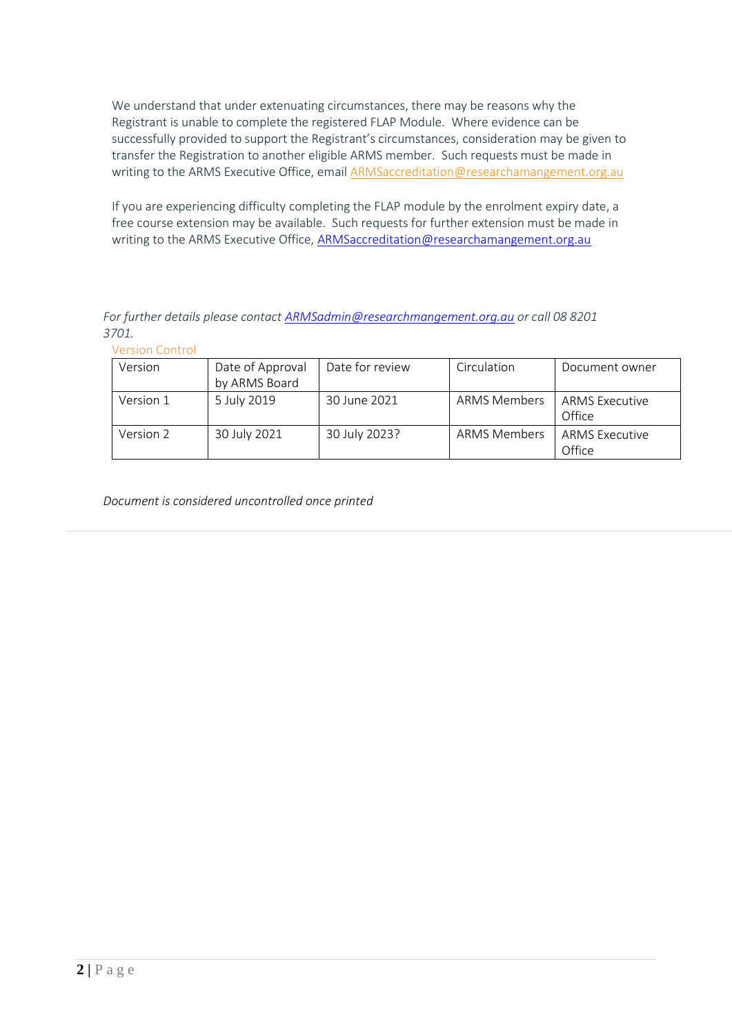We understand that under extenuating circumstances, there may be reasons why the Registrant is unable to complete the registered FLAP Module. Where evidence can be successfully provided to support the Registrant's circumstances, consideration may be given to transfer the Registration to another eligible ARMS member. Such requests must be made in writing to the ARMS Executive Office, email ARMSaccreditation@researchamangement.org.au

If you are experiencing difficulty completing the FLAP module by the enrolment expiry date, a free course extension may be available. Such requests for further extension must be made in writing to the ARMS Executive Office, ARMSaccreditation@researchamangement.org.au

*For further details please contact ARMSadmin@researchmangement.org.au or call 08 8201 3701.*

## Version Control

| Version | Date of Approval by ARMS Board | Date for review | Circulation | Document owner |
|---|---|---|---|---|
| Version 1 | 5 July 2019 | 30 June 2021 | ARMS Members | ARMS Executive Office |
| Version 2 | 30 July 2021 | 30 July 2023? | ARMS Members | ARMS Executive Office |

*Document is considered uncontrolled once printed*